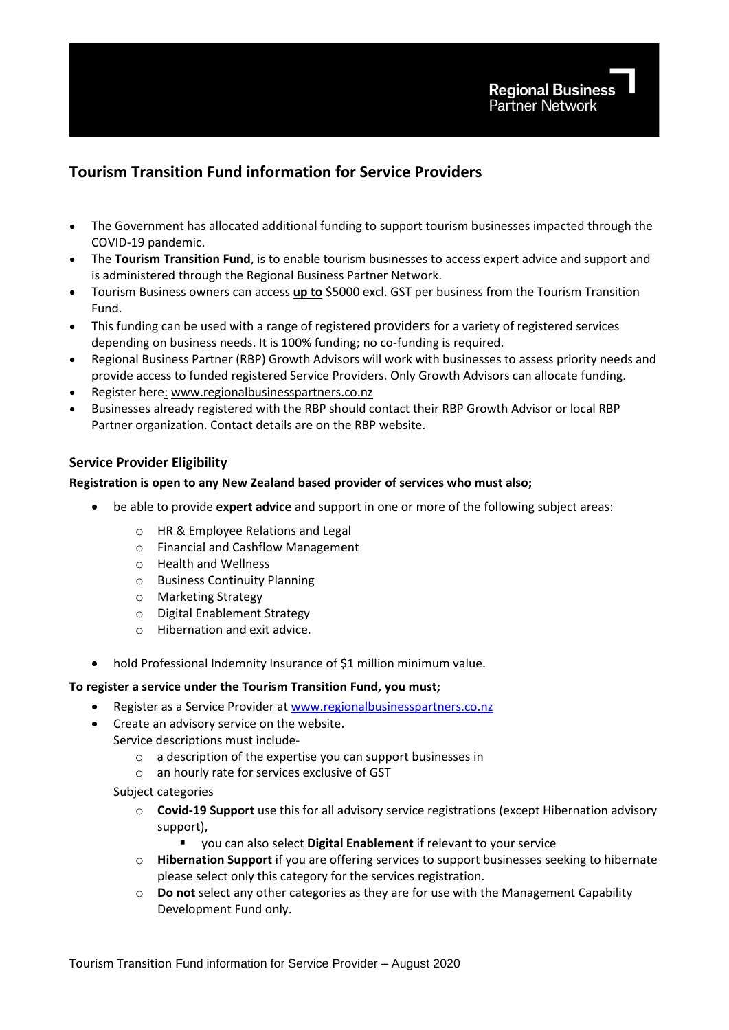Regional Business Partner Network

# Tourism Transition Fund information for Service Providers

- The Government has allocated additional funding to support tourism businesses impacted through the COVID-19 pandemic.
- The **Tourism Transition Fund**, is to enable tourism businesses to access expert advice and support and is administered through the Regional Business Partner Network.
- Tourism Business owners can access **up to** $5000 excl. GST per business from the Tourism Transition Fund.
- This funding can be used with a range of registered providers for a variety of registered services depending on business needs. It is 100% funding; no co-funding is required.
- Regional Business Partner (RBP) Growth Advisors will work with businesses to assess priority needs and provide access to funded registered Service Providers. Only Growth Advisors can allocate funding.
- Register here: www.regionalbusinesspartners.co.nz
- Businesses already registered with the RBP should contact their RBP Growth Advisor or local RBP Partner organization. Contact details are on the RBP website.

### Service Provider Eligibility

**Registration is open to any New Zealand based provider of services who must also;**

- be able to provide **expert advice** and support in one or more of the following subject areas:
  - HR & Employee Relations and Legal
  - Financial and Cashflow Management
  - Health and Wellness
  - Business Continuity Planning
  - Marketing Strategy
  - Digital Enablement Strategy
  - Hibernation and exit advice.
- hold Professional Indemnity Insurance of $1 million minimum value.

**To register a service under the Tourism Transition Fund, you must;**

- Register as a Service Provider at www.regionalbusinesspartners.co.nz
- Create an advisory service on the website.

  Service descriptions must include-
  - a description of the expertise you can support businesses in
  - an hourly rate for services exclusive of GST

  Subject categories
  - **Covid-19 Support** use this for all advisory service registrations (except Hibernation advisory support),
    - you can also select **Digital Enablement** if relevant to your service
  - **Hibernation Support** if you are offering services to support businesses seeking to hibernate please select only this category for the services registration.
  - **Do not** select any other categories as they are for use with the Management Capability Development Fund only.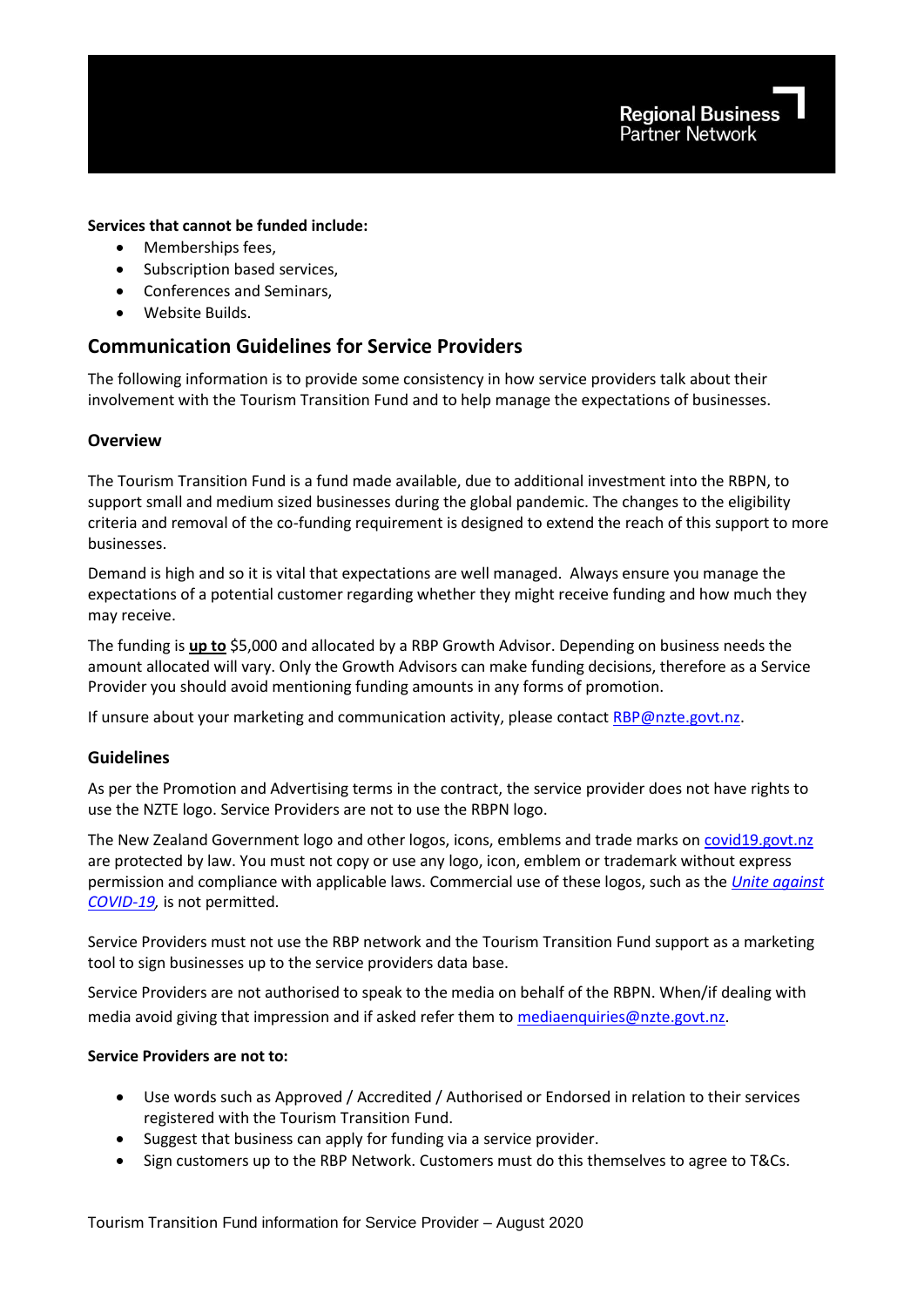**Services that cannot be funded include:**

- Memberships fees,
- Subscription based services,
- Conferences and Seminars,
- Website Builds.

## Communication Guidelines for Service Providers

The following information is to provide some consistency in how service providers talk about their involvement with the Tourism Transition Fund and to help manage the expectations of businesses.

### Overview

The Tourism Transition Fund is a fund made available, due to additional investment into the RBPN, to support small and medium sized businesses during the global pandemic. The changes to the eligibility criteria and removal of the co-funding requirement is designed to extend the reach of this support to more businesses.

Demand is high and so it is vital that expectations are well managed. Always ensure you manage the expectations of a potential customer regarding whether they might receive funding and how much they may receive.

The funding is **up to** $5,000 and allocated by a RBP Growth Advisor. Depending on business needs the amount allocated will vary. Only the Growth Advisors can make funding decisions, therefore as a Service Provider you should avoid mentioning funding amounts in any forms of promotion.

If unsure about your marketing and communication activity, please contact RBP@nzte.govt.nz.

### Guidelines

As per the Promotion and Advertising terms in the contract, the service provider does not have rights to use the NZTE logo. Service Providers are not to use the RBPN logo.

The New Zealand Government logo and other logos, icons, emblems and trade marks on covid19.govt.nz are protected by law. You must not copy or use any logo, icon, emblem or trademark without express permission and compliance with applicable laws. Commercial use of these logos, such as the *Unite against COVID-19*, is not permitted.

Service Providers must not use the RBP network and the Tourism Transition Fund support as a marketing tool to sign businesses up to the service providers data base.

Service Providers are not authorised to speak to the media on behalf of the RBPN. When/if dealing with media avoid giving that impression and if asked refer them to mediaenquiries@nzte.govt.nz.

**Service Providers are not to:**

- Use words such as Approved / Accredited / Authorised or Endorsed in relation to their services registered with the Tourism Transition Fund.
- Suggest that business can apply for funding via a service provider.
- Sign customers up to the RBP Network. Customers must do this themselves to agree to T&Cs.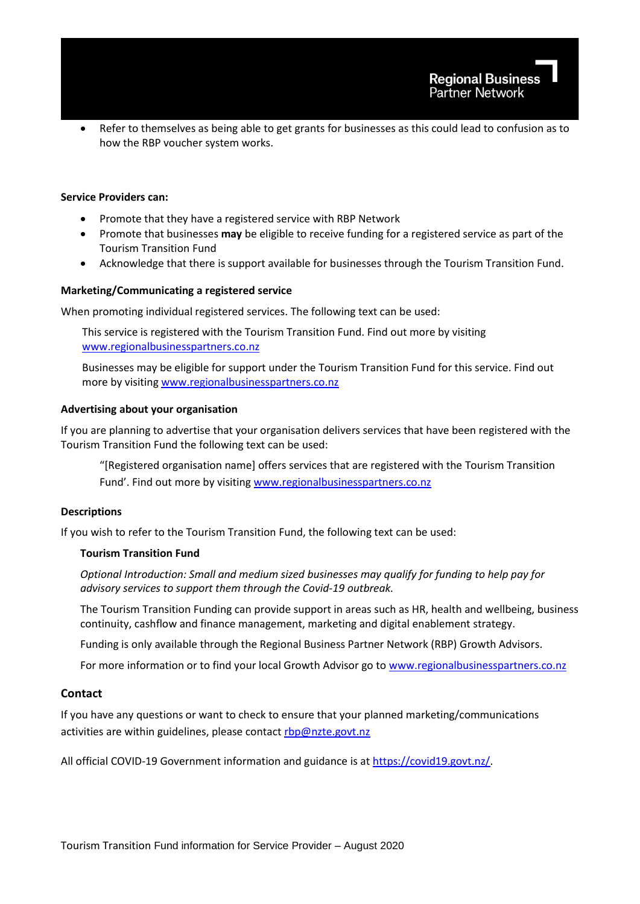- Refer to themselves as being able to get grants for businesses as this could lead to confusion as to how the RBP voucher system works.

**Service Providers can:**

- Promote that they have a registered service with RBP Network
- Promote that businesses **may** be eligible to receive funding for a registered service as part of the Tourism Transition Fund
- Acknowledge that there is support available for businesses through the Tourism Transition Fund.

**Marketing/Communicating a registered service**

When promoting individual registered services. The following text can be used:

> This service is registered with the Tourism Transition Fund. Find out more by visiting [www.regionalbusinesspartners.co.nz](http://www.regionalbusinesspartners.co.nz)
>
> Businesses may be eligible for support under the Tourism Transition Fund for this service. Find out more by visiting [www.regionalbusinesspartners.co.nz](http://www.regionalbusinesspartners.co.nz)

**Advertising about your organisation**

If you are planning to advertise that your organisation delivers services that have been registered with the Tourism Transition Fund the following text can be used:

> "[Registered organisation name] offers services that are registered with the Tourism Transition Fund'. Find out more by visiting [www.regionalbusinesspartners.co.nz](http://www.regionalbusinesspartners.co.nz)

**Descriptions**

If you wish to refer to the Tourism Transition Fund, the following text can be used:

> **Tourism Transition Fund**
>
> *Optional Introduction: Small and medium sized businesses may qualify for funding to help pay for advisory services to support them through the Covid-19 outbreak.*
>
> The Tourism Transition Funding can provide support in areas such as HR, health and wellbeing, business continuity, cashflow and finance management, marketing and digital enablement strategy.
>
> Funding is only available through the Regional Business Partner Network (RBP) Growth Advisors.
>
> For more information or to find your local Growth Advisor go to [www.regionalbusinesspartners.co.nz](http://www.regionalbusinesspartners.co.nz)

## Contact

If you have any questions or want to check to ensure that your planned marketing/communications activities are within guidelines, please contact [rbp@nzte.govt.nz](mailto:rbp@nzte.govt.nz)

All official COVID-19 Government information and guidance is at [https://covid19.govt.nz/](https://covid19.govt.nz/).